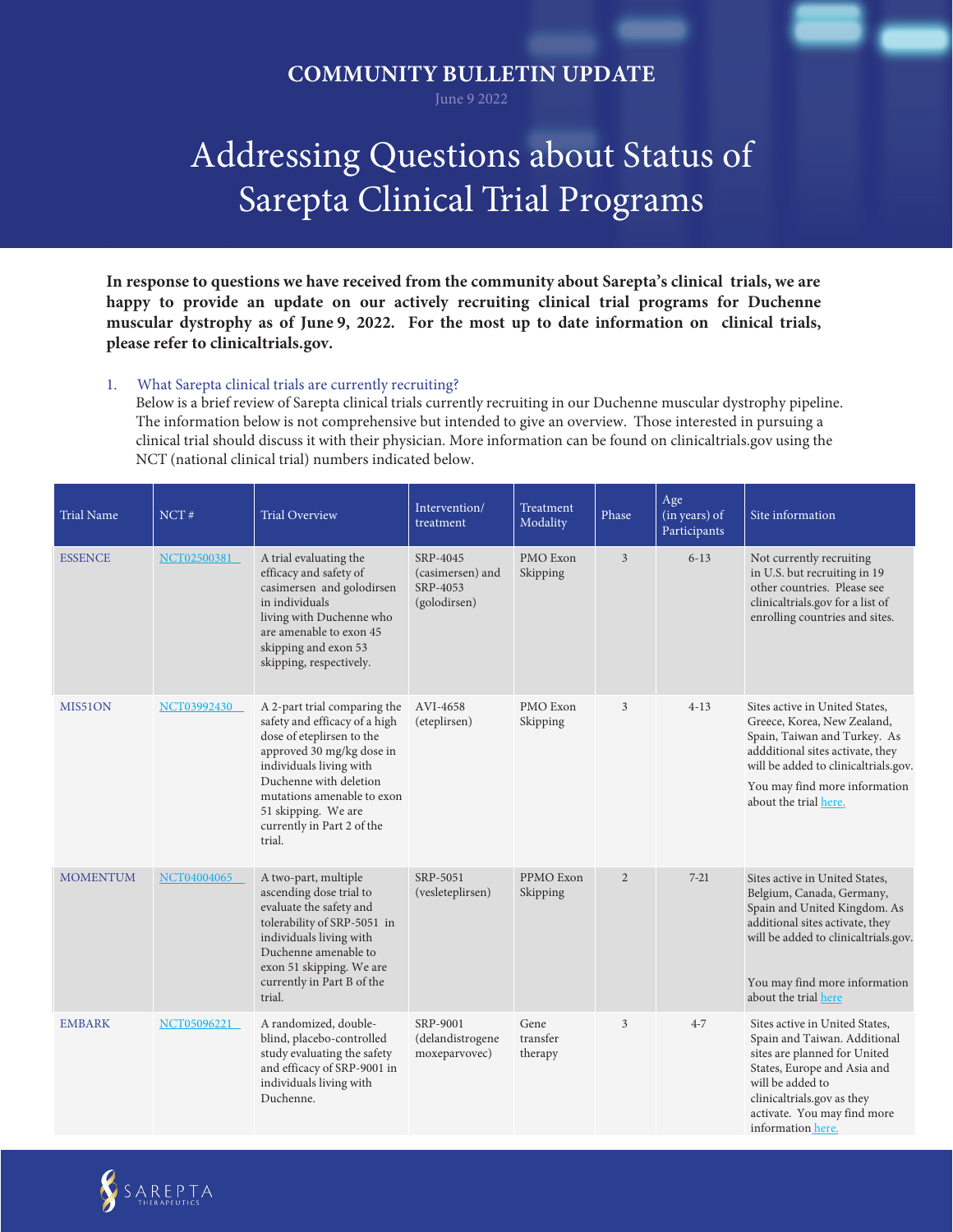COMMUNITY BULLETIN UPDATE

June 9 2022

# Addressing Questions about Status of Sarepta Clinical Trial Programs

**In response to questions we have received from the community about Sarepta's clinical trials, we are happy to provide an update on our actively recruiting clinical trial programs for Duchenne muscular dystrophy as of June 9, 2022. For the most up to date information on clinical trials, please refer to clinicaltrials.gov.**

1. What Sarepta clinical trials are currently recruiting?
   Below is a brief review of Sarepta clinical trials currently recruiting in our Duchenne muscular dystrophy pipeline. The information below is not comprehensive but intended to give an overview. Those interested in pursuing a clinical trial should discuss it with their physician. More information can be found on clinicaltrials.gov using the NCT (national clinical trial) numbers indicated below.

| Trial Name | NCT # | Trial Overview | Intervention/ treatment | Treatment Modality | Phase | Age (in years) of Participants | Site information |
|---|---|---|---|---|---|---|---|
| ESSENCE | NCT02500381 | A trial evaluating the efficacy and safety of casimersen and golodirsen in individuals living with Duchenne who are amenable to exon 45 skipping and exon 53 skipping, respectively. | SRP-4045 (casimersen) and SRP-4053 (golodirsen) | PMO Exon Skipping | 3 | 6-13 | Not currently recruiting in U.S. but recruiting in 19 other countries. Please see clinicaltrials.gov for a list of enrolling countries and sites. |
| MIS51ON | NCT03992430 | A 2-part trial comparing the safety and efficacy of a high dose of eteplirsen to the approved 30 mg/kg dose in individuals living with Duchenne with deletion mutations amenable to exon 51 skipping. We are currently in Part 2 of the trial. | AVI-4658 (eteplirsen) | PMO Exon Skipping | 3 | 4-13 | Sites active in United States, Greece, Korea, New Zealand, Spain, Taiwan and Turkey. As addditional sites activate, they will be added to clinicaltrials.gov. You may find more information about the trial here. |
| MOMENTUM | NCT04004065 | A two-part, multiple ascending dose trial to evaluate the safety and tolerability of SRP-5051 in individuals living with Duchenne amenable to exon 51 skipping. We are currently in Part B of the trial. | SRP-5051 (vesleteplirsen) | PPMO Exon Skipping | 2 | 7-21 | Sites active in United States, Belgium, Canada, Germany, Spain and United Kingdom. As additional sites activate, they will be added to clinicaltrials.gov. You may find more information about the trial here |
| EMBARK | NCT05096221 | A randomized, double-blind, placebo-controlled study evaluating the safety and efficacy of SRP-9001 in individuals living with Duchenne. | SRP-9001 (delandistrogene moxeparvovec) | Gene transfer therapy | 3 | 4-7 | Sites active in United States, Spain and Taiwan. Additional sites are planned for United States, Europe and Asia and will be added to clinicaltrials.gov as they activate. You may find more information here. |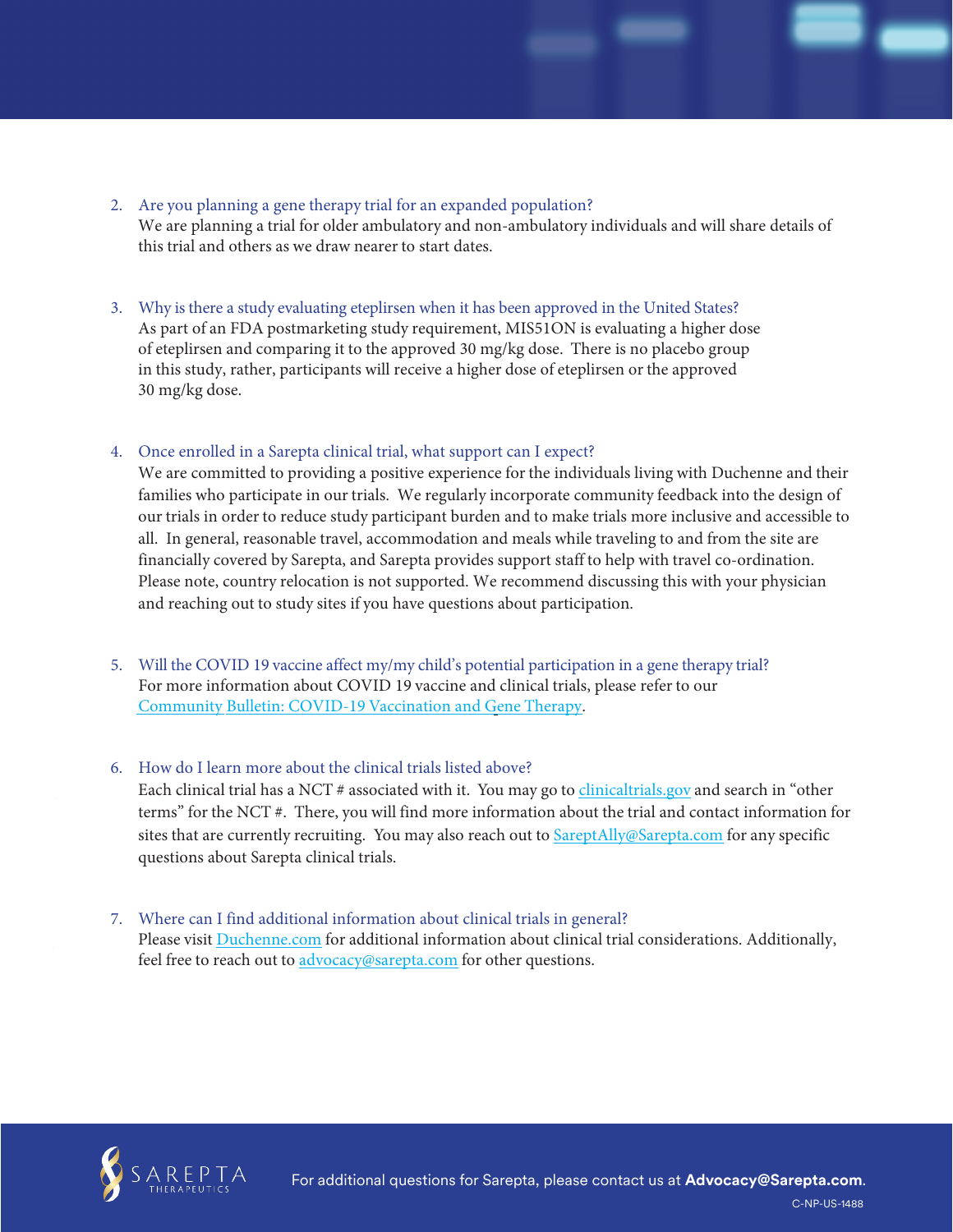2. Are you planning a gene therapy trial for an expanded population?
   We are planning a trial for older ambulatory and non-ambulatory individuals and will share details of this trial and others as we draw nearer to start dates.

3. Why is there a study evaluating eteplirsen when it has been approved in the United States?
   As part of an FDA postmarketing study requirement, MIS51ON is evaluating a higher dose of eteplirsen and comparing it to the approved 30 mg/kg dose. There is no placebo group in this study, rather, participants will receive a higher dose of eteplirsen or the approved 30 mg/kg dose.

4. Once enrolled in a Sarepta clinical trial, what support can I expect?
   We are committed to providing a positive experience for the individuals living with Duchenne and their families who participate in our trials. We regularly incorporate community feedback into the design of our trials in order to reduce study participant burden and to make trials more inclusive and accessible to all. In general, reasonable travel, accommodation and meals while traveling to and from the site are financially covered by Sarepta, and Sarepta provides support staff to help with travel co-ordination. Please note, country relocation is not supported. We recommend discussing this with your physician and reaching out to study sites if you have questions about participation.

5. Will the COVID 19 vaccine affect my/my child's potential participation in a gene therapy trial?
   For more information about COVID 19 vaccine and clinical trials, please refer to our Community Bulletin: COVID-19 Vaccination and Gene Therapy.

6. How do I learn more about the clinical trials listed above?
   Each clinical trial has a NCT # associated with it. You may go to clinicaltrials.gov and search in "other terms" for the NCT #. There, you will find more information about the trial and contact information for sites that are currently recruiting. You may also reach out to SareptAlly@Sarepta.com for any specific questions about Sarepta clinical trials.

7. Where can I find additional information about clinical trials in general?
   Please visit Duchenne.com for additional information about clinical trial considerations. Additionally, feel free to reach out to advocacy@sarepta.com for other questions.

SAREPTA THERAPEUTICS

For additional questions for Sarepta, please contact us at **Advocacy@Sarepta.com**.

C-NP-US-1488